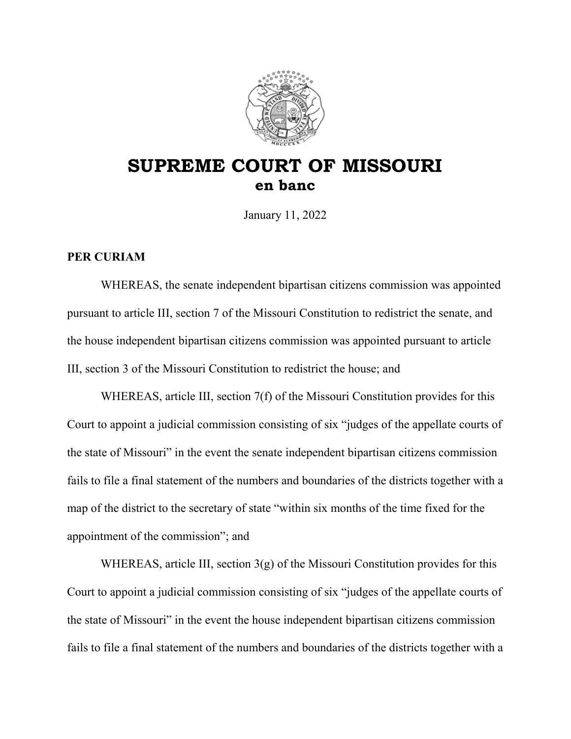# SUPREME COURT OF MISSOURI
## en banc

January 11, 2022

**PER CURIAM**

WHEREAS, the senate independent bipartisan citizens commission was appointed pursuant to article III, section 7 of the Missouri Constitution to redistrict the senate, and the house independent bipartisan citizens commission was appointed pursuant to article III, section 3 of the Missouri Constitution to redistrict the house; and

WHEREAS, article III, section 7(f) of the Missouri Constitution provides for this Court to appoint a judicial commission consisting of six "judges of the appellate courts of the state of Missouri" in the event the senate independent bipartisan citizens commission fails to file a final statement of the numbers and boundaries of the districts together with a map of the district to the secretary of state "within six months of the time fixed for the appointment of the commission"; and

WHEREAS, article III, section 3(g) of the Missouri Constitution provides for this Court to appoint a judicial commission consisting of six "judges of the appellate courts of the state of Missouri" in the event the house independent bipartisan citizens commission fails to file a final statement of the numbers and boundaries of the districts together with a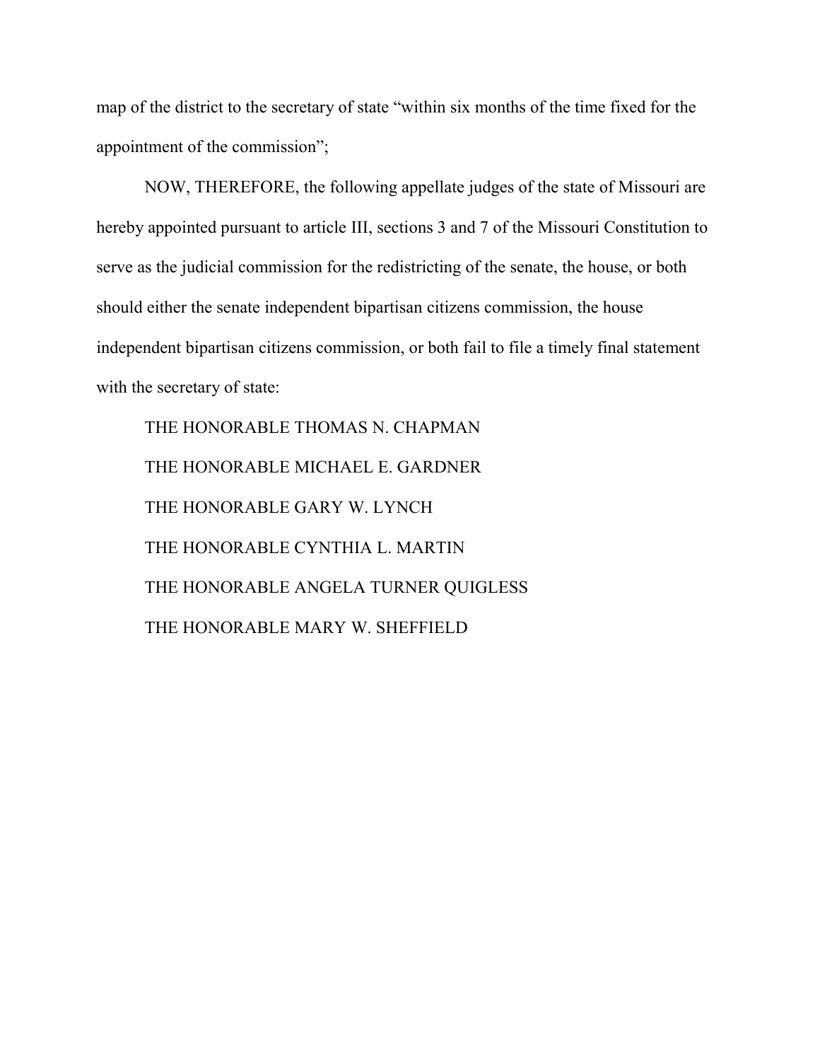map of the district to the secretary of state "within six months of the time fixed for the appointment of the commission";

NOW, THEREFORE, the following appellate judges of the state of Missouri are hereby appointed pursuant to article III, sections 3 and 7 of the Missouri Constitution to serve as the judicial commission for the redistricting of the senate, the house, or both should either the senate independent bipartisan citizens commission, the house independent bipartisan citizens commission, or both fail to file a timely final statement with the secretary of state:

THE HONORABLE THOMAS N. CHAPMAN

THE HONORABLE MICHAEL E. GARDNER

THE HONORABLE GARY W. LYNCH

THE HONORABLE CYNTHIA L. MARTIN

THE HONORABLE ANGELA TURNER QUIGLESS

THE HONORABLE MARY W. SHEFFIELD